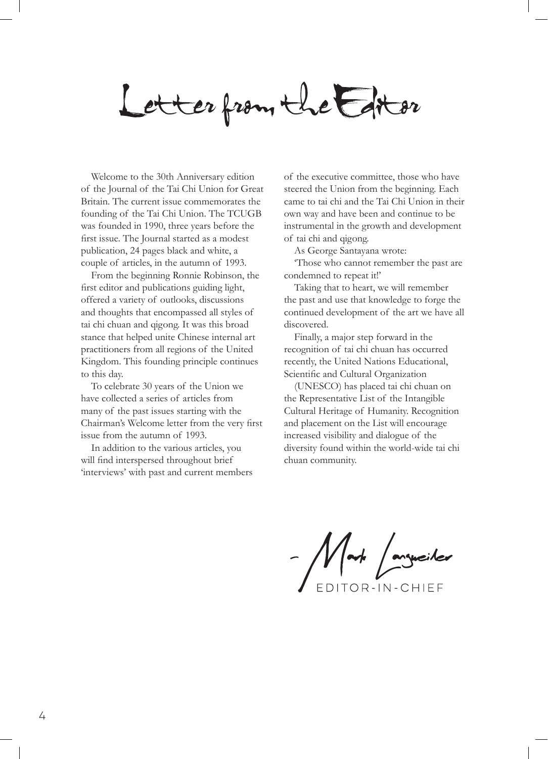# Letter from the Editor

Welcome to the 30th Anniversary edition of the Journal of the Tai Chi Union for Great Britain. The current issue commemorates the founding of the Tai Chi Union. The TCUGB was founded in 1990, three years before the first issue. The Journal started as a modest publication, 24 pages black and white, a couple of articles, in the autumn of 1993.

From the beginning Ronnie Robinson, the first editor and publications guiding light, offered a variety of outlooks, discussions and thoughts that encompassed all styles of tai chi chuan and qigong. It was this broad stance that helped unite Chinese internal art practitioners from all regions of the United Kingdom. This founding principle continues to this day.

To celebrate 30 years of the Union we have collected a series of articles from many of the past issues starting with the Chairman's Welcome letter from the very first issue from the autumn of 1993.

In addition to the various articles, you will find interspersed throughout brief 'interviews' with past and current members of the executive committee, those who have steered the Tai Chi Union from the beginning. Each came to tai chi and the Tai Chi Union in their own way and have been and continue to be instrumental in the growth and development of tai chi and qigong.

As George Santayana wrote:

'Those who cannot remember the past are condemned to repeat it!'

Taking that to heart, we will remember the past and use that knowledge to forge the continued development of the art we have all discovered.

Finally, a major step forward in the recognition of tai chi chuan has occurred recently, the United Nations Educational, Scientific and Cultural Organization (UNESCO) has placed tai chi chuan on the Representative List of the Intangible Cultural Heritage of Humanity. Recognition and placement on the List will encourage increased visibility and dialogue of the diversity found within the world-wide tai chi chuan community.

– Mark Langweiler
EDITOR-IN-CHIEF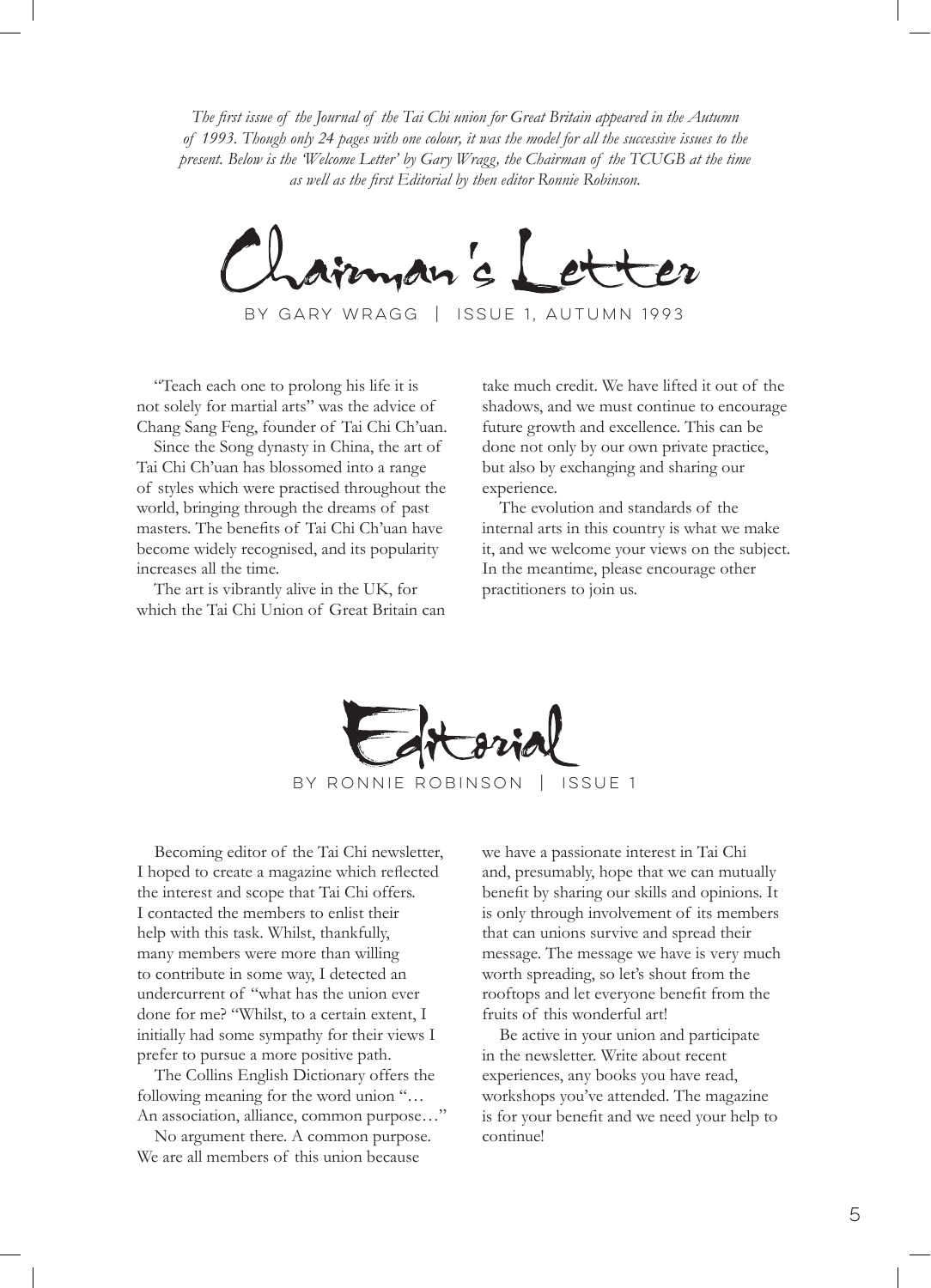*The first issue of the Journal of the Tai Chi union for Great Britain appeared in the Autumn of 1993. Though only 24 pages with one colour, it was the model for all the successive issues to the present. Below is the 'Welcome Letter' by Gary Wragg, the Chairman of the TCUGB at the time as well as the first Editorial by then editor Ronnie Robinson.*

# Chairman's Letter

BY GARY WRAGG | ISSUE 1, AUTUMN 1993

"Teach each one to prolong his life it is not solely for martial arts" was the advice of Chang Sang Feng, founder of Tai Chi Ch'uan.

Since the Song dynasty in China, the art of Tai Chi Ch'uan has blossomed into a range of styles which were practised throughout the world, bringing through the dreams of past masters. The benefits of Tai Chi Ch'uan have become widely recognised, and its popularity increases all the time.

The art is vibrantly alive in the UK, for which the Tai Chi Union of Great Britain can take much credit. We have lifted it out of the shadows, and we must continue to encourage future growth and excellence. This can be done not only by our own private practice, but also by exchanging and sharing our experience.

The evolution and standards of the internal arts in this country is what we make it, and we welcome your views on the subject. In the meantime, please encourage other practitioners to join us.

# Editorial

BY RONNIE ROBINSON | ISSUE 1

Becoming editor of the Tai Chi newsletter, I hoped to create a magazine which reflected the interest and scope that Tai Chi offers. I contacted the members to enlist their help with this task. Whilst, thankfully, many members were more than willing to contribute in some way, I detected an undercurrent of "what has the union ever done for me? "Whilst, to a certain extent, I initially had some sympathy for their views I prefer to pursue a more positive path.

The Collins English Dictionary offers the following meaning for the word union "… An association, alliance, common purpose…"

No argument there. A common purpose. We are all members of this union because we have a passionate interest in Tai Chi and, presumably, hope that we can mutually benefit by sharing our skills and opinions. It is only through involvement of its members that can unions survive and spread their message. The message we have is very much worth spreading, so let's shout from the rooftops and let everyone benefit from the fruits of this wonderful art!

Be active in your union and participate in the newsletter. Write about recent experiences, any books you have read, workshops you've attended. The magazine is for your benefit and we need your help to continue!